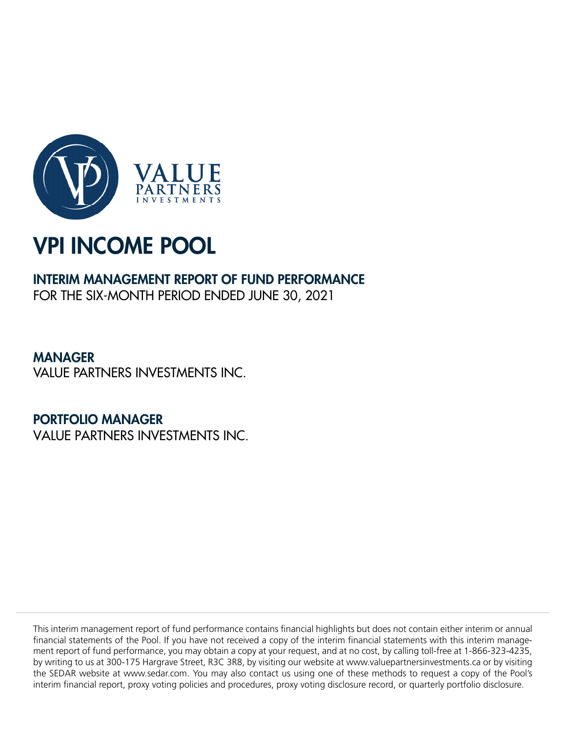VALUE PARTNERS INVESTMENTS

# VPI INCOME POOL

## INTERIM MANAGEMENT REPORT OF FUND PERFORMANCE

FOR THE SIX-MONTH PERIOD ENDED JUNE 30, 2021

## MANAGER

VALUE PARTNERS INVESTMENTS INC.

## PORTFOLIO MANAGER

VALUE PARTNERS INVESTMENTS INC.

This interim management report of fund performance contains financial highlights but does not contain either interim or annual financial statements of the Pool. If you have not received a copy of the interim financial statements with this interim management report of fund performance, you may obtain a copy at your request, and at no cost, by calling toll-free at 1-866-323-4235, by writing to us at 300-175 Hargrave Street, R3C 3R8, by visiting our website at www.valuepartnersinvestments.ca or by visiting the SEDAR website at www.sedar.com. You may also contact us using one of these methods to request a copy of the Pool's interim financial report, proxy voting policies and procedures, proxy voting disclosure record, or quarterly portfolio disclosure.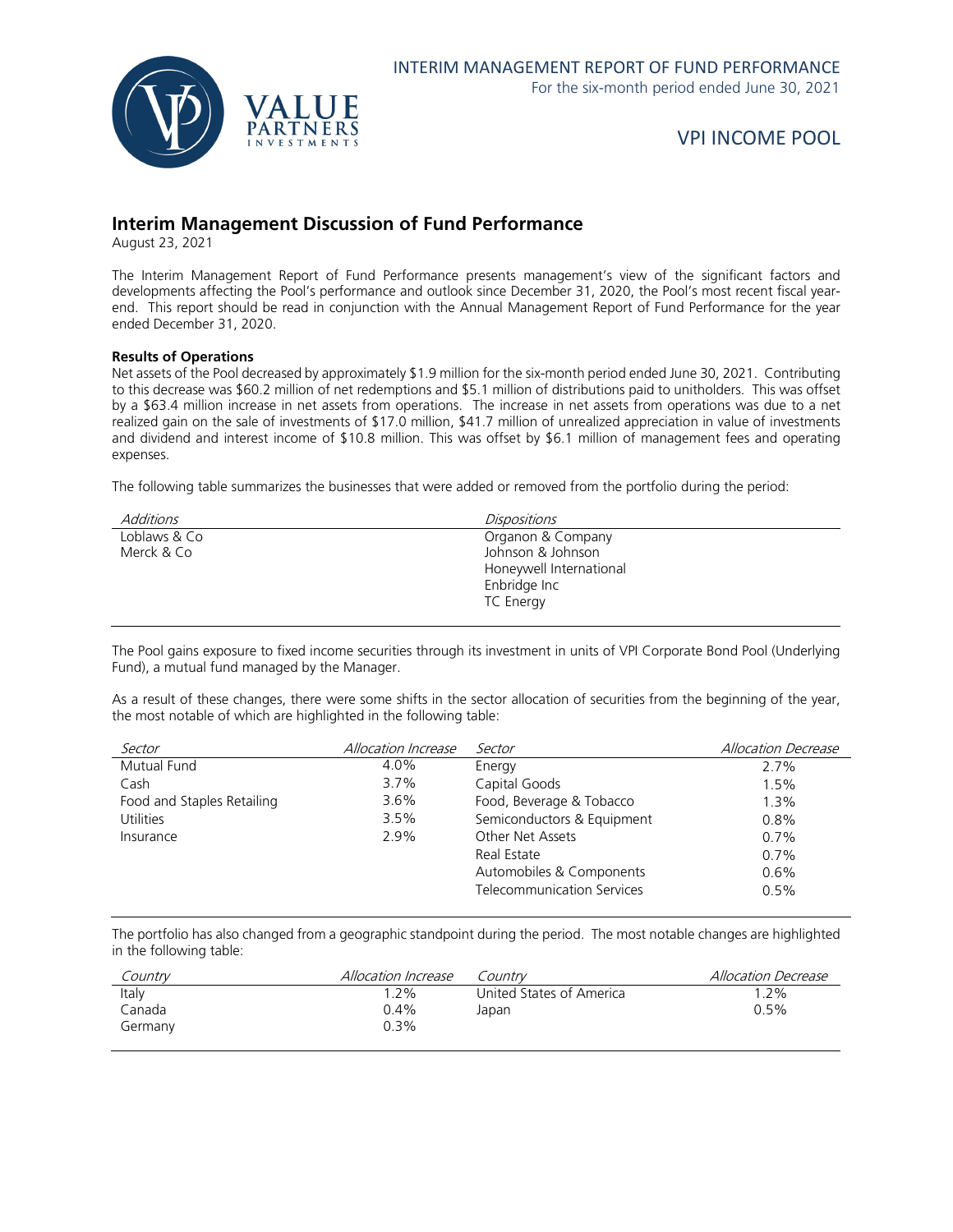## Interim Management Discussion of Fund Performance

August 23, 2021

The Interim Management Report of Fund Performance presents management's view of the significant factors and developments affecting the Pool's performance and outlook since December 31, 2020, the Pool's most recent fiscal year-end. This report should be read in conjunction with the Annual Management Report of Fund Performance for the year ended December 31, 2020.

**Results of Operations**

Net assets of the Pool decreased by approximately $1.9 million for the six-month period ended June 30, 2021. Contributing to this decrease was $60.2 million of net redemptions and $5.1 million of distributions paid to unitholders. This was offset by a $63.4 million increase in net assets from operations. The increase in net assets from operations was due to a net realized gain on the sale of investments of $17.0 million, $41.7 million of unrealized appreciation in value of investments and dividend and interest income of $10.8 million. This was offset by $6.1 million of management fees and operating expenses.

The following table summarizes the businesses that were added or removed from the portfolio during the period:

| *Additions* | *Dispositions* |
|---|---|
| Loblaws & Co | Organon & Company |
| Merck & Co | Johnson & Johnson |
| | Honeywell International |
| | Enbridge Inc |
| | TC Energy |

The Pool gains exposure to fixed income securities through its investment in units of VPI Corporate Bond Pool (Underlying Fund), a mutual fund managed by the Manager.

As a result of these changes, there were some shifts in the sector allocation of securities from the beginning of the year, the most notable of which are highlighted in the following table:

| *Sector* | *Allocation Increase* | *Sector* | *Allocation Decrease* |
|---|---|---|---|
| Mutual Fund | 4.0% | Energy | 2.7% |
| Cash | 3.7% | Capital Goods | 1.5% |
| Food and Staples Retailing | 3.6% | Food, Beverage & Tobacco | 1.3% |
| Utilities | 3.5% | Semiconductors & Equipment | 0.8% |
| Insurance | 2.9% | Other Net Assets | 0.7% |
| | | Real Estate | 0.7% |
| | | Automobiles & Components | 0.6% |
| | | Telecommunication Services | 0.5% |

The portfolio has also changed from a geographic standpoint during the period. The most notable changes are highlighted in the following table:

| *Country* | *Allocation Increase* | *Country* | *Allocation Decrease* |
|---|---|---|---|
| Italy | 1.2% | United States of America | 1.2% |
| Canada | 0.4% | Japan | 0.5% |
| Germany | 0.3% | | |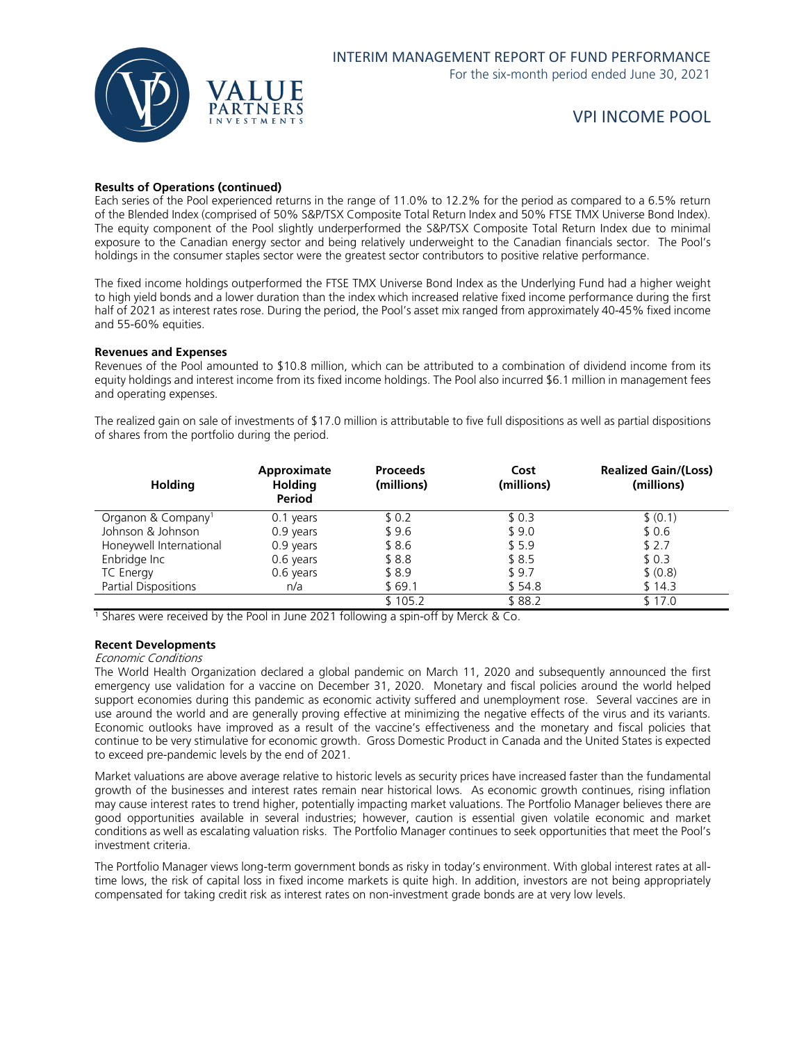**Results of Operations (continued)**

Each series of the Pool experienced returns in the range of 11.0% to 12.2% for the period as compared to a 6.5% return of the Blended Index (comprised of 50% S&P/TSX Composite Total Return Index and 50% FTSE TMX Universe Bond Index). The equity component of the Pool slightly underperformed the S&P/TSX Composite Total Return Index due to minimal exposure to the Canadian energy sector and being relatively underweight to the Canadian financials sector. The Pool's holdings in the consumer staples sector were the greatest sector contributors to positive relative performance.

The fixed income holdings outperformed the FTSE TMX Universe Bond Index as the Underlying Fund had a higher weight to high yield bonds and a lower duration than the index which increased relative fixed income performance during the first half of 2021 as interest rates rose. During the period, the Pool's asset mix ranged from approximately 40-45% fixed income and 55-60% equities.

**Revenues and Expenses**

Revenues of the Pool amounted to $10.8 million, which can be attributed to a combination of dividend income from its equity holdings and interest income from its fixed income holdings. The Pool also incurred $6.1 million in management fees and operating expenses.

The realized gain on sale of investments of $17.0 million is attributable to five full dispositions as well as partial dispositions of shares from the portfolio during the period.

| Holding | Approximate Holding Period | Proceeds (millions) | Cost (millions) | Realized Gain/(Loss) (millions) |
|---|---|---|---|---|
| Organon & Company[1] | 0.1 years | $ 0.2 | $ 0.3 | $ (0.1) |
| Johnson & Johnson | 0.9 years | $ 9.6 | $ 9.0 | $ 0.6 |
| Honeywell International | 0.9 years | $ 8.6 | $ 5.9 | $ 2.7 |
| Enbridge Inc | 0.6 years | $ 8.8 | $ 8.5 | $ 0.3 |
| TC Energy | 0.6 years | $ 8.9 | $ 9.7 | $ (0.8) |
| Partial Dispositions | n/a | $ 69.1 | $ 54.8 | $ 14.3 |
| | | $ 105.2 | $ 88.2 | $ 17.0 |

[1] Shares were received by the Pool in June 2021 following a spin-off by Merck & Co.

**Recent Developments**

*Economic Conditions*

The World Health Organization declared a global pandemic on March 11, 2020 and subsequently announced the first emergency use validation for a vaccine on December 31, 2020. Monetary and fiscal policies around the world helped support economies during this pandemic as economic activity suffered and unemployment rose. Several vaccines are in use around the world and are generally proving effective at minimizing the negative effects of the virus and its variants. Economic outlooks have improved as a result of the vaccine's effectiveness and the monetary and fiscal policies that continue to be very stimulative for economic growth. Gross Domestic Product in Canada and the United States is expected to exceed pre-pandemic levels by the end of 2021.

Market valuations are above average relative to historic levels as security prices have increased faster than the fundamental growth of the businesses and interest rates remain near historical lows. As economic growth continues, rising inflation may cause interest rates to trend higher, potentially impacting market valuations. The Portfolio Manager believes there are good opportunities available in several industries; however, caution is essential given volatile economic and market conditions as well as escalating valuation risks. The Portfolio Manager continues to seek opportunities that meet the Pool's investment criteria.

The Portfolio Manager views long-term government bonds as risky in today's environment. With global interest rates at all-time lows, the risk of capital loss in fixed income markets is quite high. In addition, investors are not being appropriately compensated for taking credit risk as interest rates on non-investment grade bonds are at very low levels.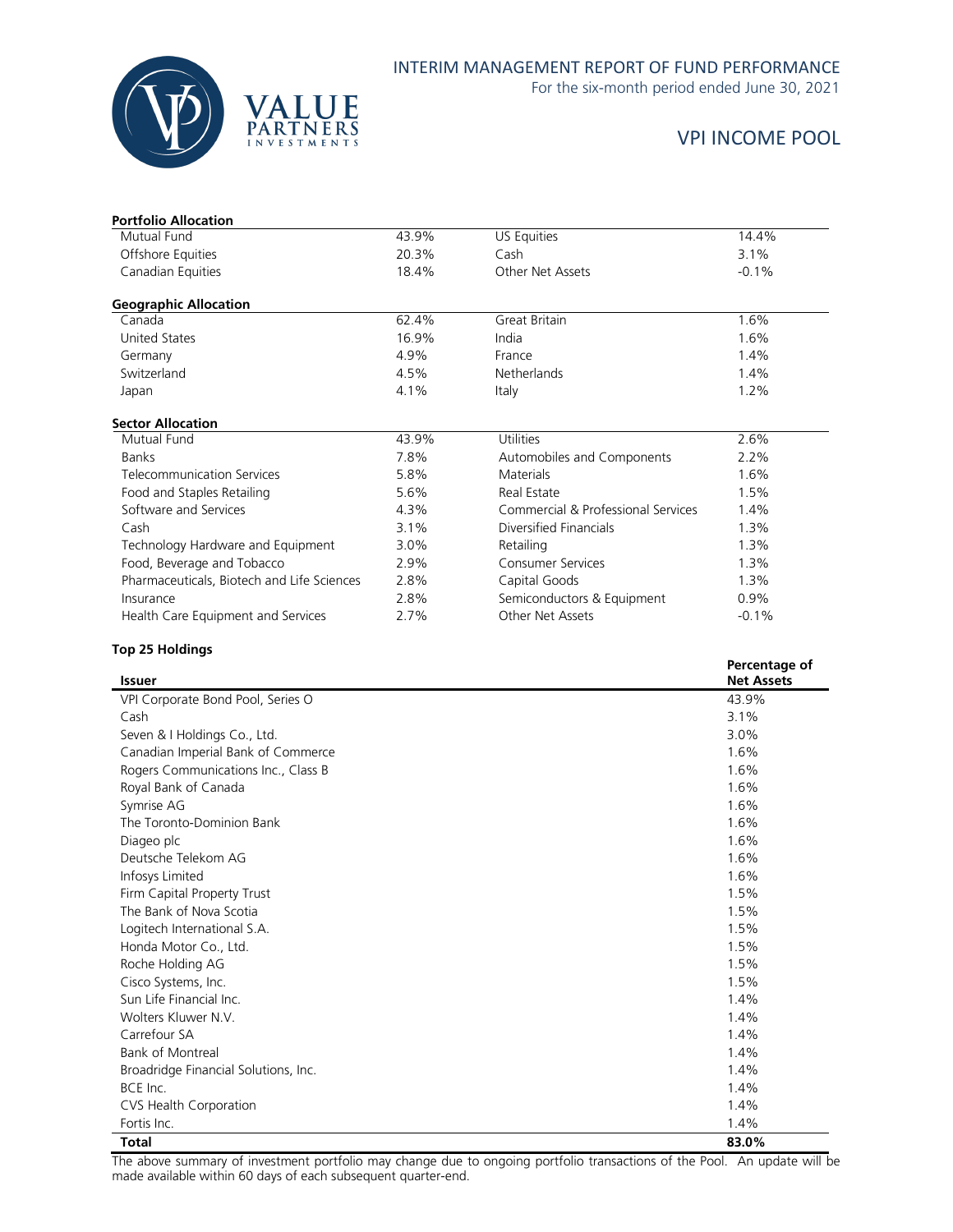**Portfolio Allocation**

| | | | |
|---|---|---|---|
| Mutual Fund | 43.9% | US Equities | 14.4% |
| Offshore Equities | 20.3% | Cash | 3.1% |
| Canadian Equities | 18.4% | Other Net Assets | -0.1% |

**Geographic Allocation**

| | | | |
|---|---|---|---|
| Canada | 62.4% | Great Britain | 1.6% |
| United States | 16.9% | India | 1.6% |
| Germany | 4.9% | France | 1.4% |
| Switzerland | 4.5% | Netherlands | 1.4% |
| Japan | 4.1% | Italy | 1.2% |

**Sector Allocation**

| | | | |
|---|---|---|---|
| Mutual Fund | 43.9% | Utilities | 2.6% |
| Banks | 7.8% | Automobiles and Components | 2.2% |
| Telecommunication Services | 5.8% | Materials | 1.6% |
| Food and Staples Retailing | 5.6% | Real Estate | 1.5% |
| Software and Services | 4.3% | Commercial & Professional Services | 1.4% |
| Cash | 3.1% | Diversified Financials | 1.3% |
| Technology Hardware and Equipment | 3.0% | Retailing | 1.3% |
| Food, Beverage and Tobacco | 2.9% | Consumer Services | 1.3% |
| Pharmaceuticals, Biotech and Life Sciences | 2.8% | Capital Goods | 1.3% |
| Insurance | 2.8% | Semiconductors & Equipment | 0.9% |
| Health Care Equipment and Services | 2.7% | Other Net Assets | -0.1% |

**Top 25 Holdings**

| Issuer | Percentage of Net Assets |
|---|---|
| VPI Corporate Bond Pool, Series O | 43.9% |
| Cash | 3.1% |
| Seven & I Holdings Co., Ltd. | 3.0% |
| Canadian Imperial Bank of Commerce | 1.6% |
| Rogers Communications Inc., Class B | 1.6% |
| Royal Bank of Canada | 1.6% |
| Symrise AG | 1.6% |
| The Toronto-Dominion Bank | 1.6% |
| Diageo plc | 1.6% |
| Deutsche Telekom AG | 1.6% |
| Infosys Limited | 1.6% |
| Firm Capital Property Trust | 1.5% |
| The Bank of Nova Scotia | 1.5% |
| Logitech International S.A. | 1.5% |
| Honda Motor Co., Ltd. | 1.5% |
| Roche Holding AG | 1.5% |
| Cisco Systems, Inc. | 1.5% |
| Sun Life Financial Inc. | 1.4% |
| Wolters Kluwer N.V. | 1.4% |
| Carrefour SA | 1.4% |
| Bank of Montreal | 1.4% |
| Broadridge Financial Solutions, Inc. | 1.4% |
| BCE Inc. | 1.4% |
| CVS Health Corporation | 1.4% |
| Fortis Inc. | 1.4% |
| **Total** | **83.0%** |

The above summary of investment portfolio may change due to ongoing portfolio transactions of the Pool. An update will be made available within 60 days of each subsequent quarter-end.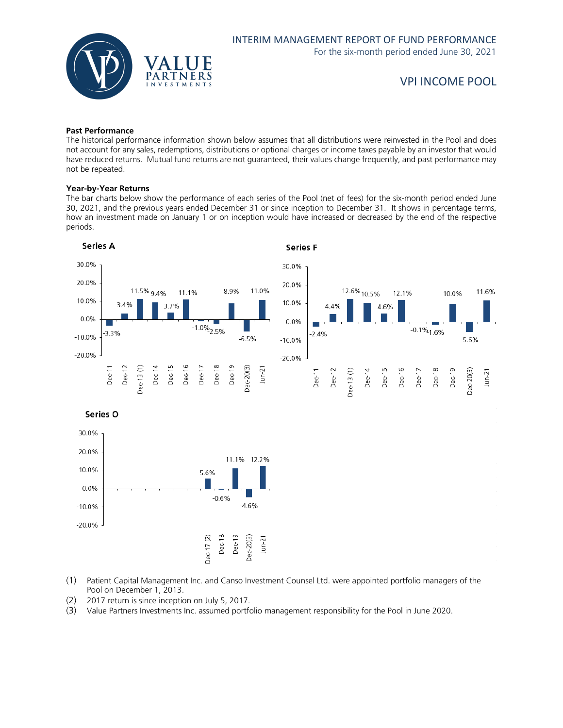### Past Performance

The historical performance information shown below assumes that all distributions were reinvested in the Pool and does not account for any sales, redemptions, distributions or optional charges or income taxes payable by an investor that would have reduced returns. Mutual fund returns are not guaranteed, their values change frequently, and past performance may not be repeated.

### Year-by-Year Returns

The bar charts below show the performance of each series of the Pool (net of fees) for the six-month period ended June 30, 2021, and the previous years ended December 31 or since inception to December 31. It shows in percentage terms, how an investment made on January 1 or on inception would have increased or decreased by the end of the respective periods.

**Series A**

| Dec-11 | Dec-12 | Dec-13 (1) | Dec-14 | Dec-15 | Dec-16 | Dec-17 | Dec-18 | Dec-19 | Dec-20(3) | Jun-21 |
|---|---|---|---|---|---|---|---|---|---|---|
| -3.3% | 3.4% | 11.5% | 9.4% | 3.7% | 11.1% | -1.0% | -2.5% | 8.9% | -6.5% | 11.0% |

**Series F**

| Dec-11 | Dec-12 | Dec-13 (1) | Dec-14 | Dec-15 | Dec-16 | Dec-17 | Dec-18 | Dec-19 | Dec-20(3) | Jun-21 |
|---|---|---|---|---|---|---|---|---|---|---|
| -2.4% | 4.4% | 12.6% | 10.5% | 4.6% | 12.1% | -0.1% | -1.6% | 10.0% | -5.6% | 11.6% |

**Series O**

| Dec-17 (2) | Dec-18 | Dec-19 | Dec-20(3) | Jun-21 |
|---|---|---|---|---|
| 5.6% | -0.6% | 11.1% | -4.6% | 12.2% |

(1) Patient Capital Management Inc. and Canso Investment Counsel Ltd. were appointed portfolio managers of the Pool on December 1, 2013.

(2) 2017 return is since inception on July 5, 2017.

(3) Value Partners Investments Inc. assumed portfolio management responsibility for the Pool in June 2020.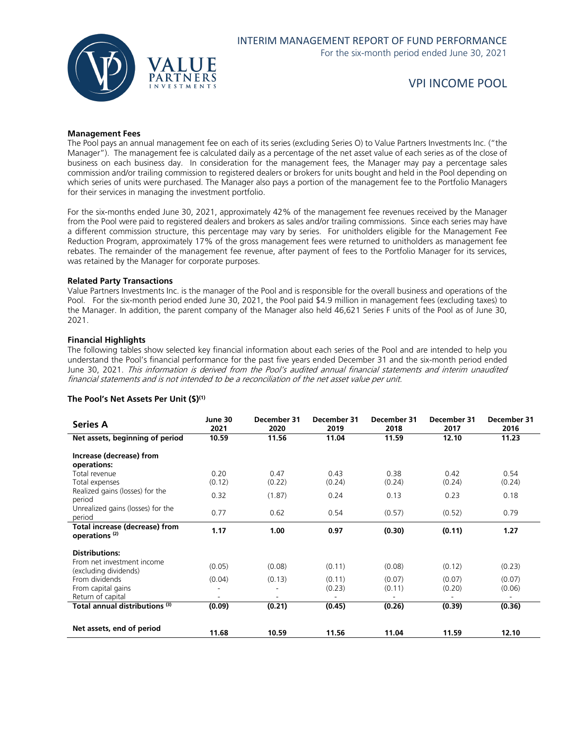### Management Fees

The Pool pays an annual management fee on each of its series (excluding Series O) to Value Partners Investments Inc. ("the Manager"). The management fee is calculated daily as a percentage of the net asset value of each series as of the close of business on each business day. In consideration for the management fees, the Manager may pay a percentage sales commission and/or trailing commission to registered dealers or brokers for units bought and held in the Pool depending on which series of units were purchased. The Manager also pays a portion of the management fee to the Portfolio Managers for their services in managing the investment portfolio.

For the six-months ended June 30, 2021, approximately 42% of the management fee revenues received by the Manager from the Pool were paid to registered dealers and brokers as sales and/or trailing commissions. Since each series may have a different commission structure, this percentage may vary by series. For unitholders eligible for the Management Fee Reduction Program, approximately 17% of the gross management fees were returned to unitholders as management fee rebates. The remainder of the management fee revenue, after payment of fees to the Portfolio Manager for its services, was retained by the Manager for corporate purposes.

### Related Party Transactions

Value Partners Investments Inc. is the manager of the Pool and is responsible for the overall business and operations of the Pool. For the six-month period ended June 30, 2021, the Pool paid $4.9 million in management fees (excluding taxes) to the Manager. In addition, the parent company of the Manager also held 46,621 Series F units of the Pool as of June 30, 2021.

### Financial Highlights

The following tables show selected key financial information about each series of the Pool and are intended to help you understand the Pool's financial performance for the past five years ended December 31 and the six-month period ended June 30, 2021. *This information is derived from the Pool's audited annual financial statements and interim unaudited financial statements and is not intended to be a reconciliation of the net asset value per unit.*

### The Pool's Net Assets Per Unit ($)[(1)]

| **Series A** | **June 30 2021** | **December 31 2020** | **December 31 2019** | **December 31 2018** | **December 31 2017** | **December 31 2016** |
|---|---|---|---|---|---|---|
| **Net assets, beginning of period** | **10.59** | **11.56** | **11.04** | **11.59** | **12.10** | **11.23** |
| **Increase (decrease) from operations:** | | | | | | |
| Total revenue | 0.20 | 0.47 | 0.43 | 0.38 | 0.42 | 0.54 |
| Total expenses | (0.12) | (0.22) | (0.24) | (0.24) | (0.24) | (0.24) |
| Realized gains (losses) for the period | 0.32 | (1.87) | 0.24 | 0.13 | 0.23 | 0.18 |
| Unrealized gains (losses) for the period | 0.77 | 0.62 | 0.54 | (0.57) | (0.52) | 0.79 |
| **Total increase (decrease) from operations [(2)]** | **1.17** | **1.00** | **0.97** | **(0.30)** | **(0.11)** | **1.27** |
| **Distributions:** | | | | | | |
| From net investment income (excluding dividends) | (0.05) | (0.08) | (0.11) | (0.08) | (0.12) | (0.23) |
| From dividends | (0.04) | (0.13) | (0.11) | (0.07) | (0.07) | (0.07) |
| From capital gains | - | - | (0.23) | (0.11) | (0.20) | (0.06) |
| Return of capital | - | - | - | - | - | - |
| **Total annual distributions [(3)]** | **(0.09)** | **(0.21)** | **(0.45)** | **(0.26)** | **(0.39)** | **(0.36)** |
| **Net assets, end of period** | **11.68** | **10.59** | **11.56** | **11.04** | **11.59** | **12.10** |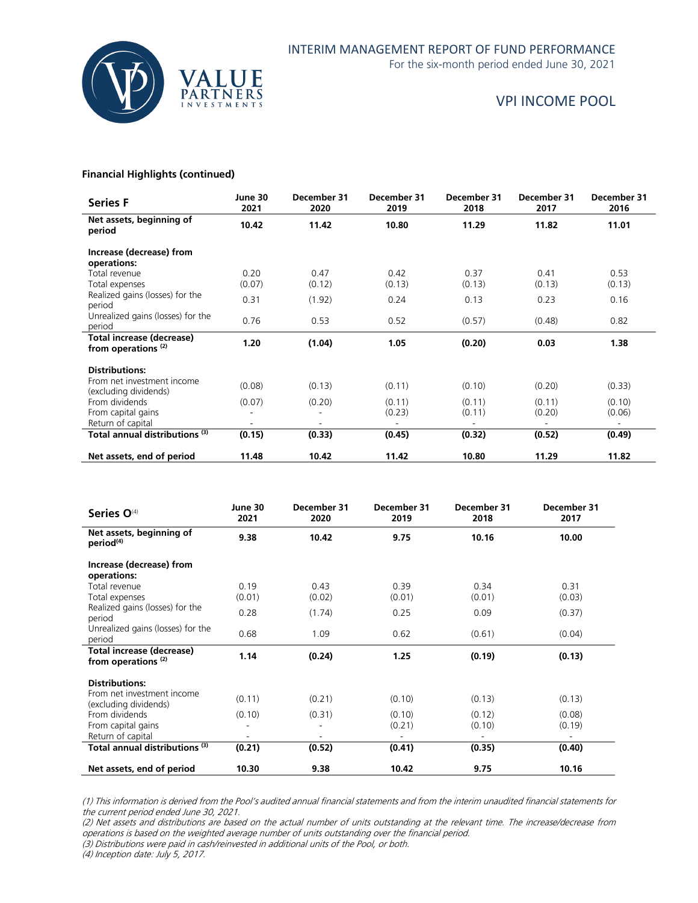**Financial Highlights (continued)**

| **Series F** | **June 30 2021** | **December 31 2020** | **December 31 2019** | **December 31 2018** | **December 31 2017** | **December 31 2016** |
|---|---|---|---|---|---|---|
| **Net assets, beginning of period** | **10.42** | **11.42** | **10.80** | **11.29** | **11.82** | **11.01** |
| **Increase (decrease) from operations:** | | | | | | |
| Total revenue | 0.20 | 0.47 | 0.42 | 0.37 | 0.41 | 0.53 |
| Total expenses | (0.07) | (0.12) | (0.13) | (0.13) | (0.13) | (0.13) |
| Realized gains (losses) for the period | 0.31 | (1.92) | 0.24 | 0.13 | 0.23 | 0.16 |
| Unrealized gains (losses) for the period | 0.76 | 0.53 | 0.52 | (0.57) | (0.48) | 0.82 |
| **Total increase (decrease) from operations** [(2)] | **1.20** | **(1.04)** | **1.05** | **(0.20)** | **0.03** | **1.38** |
| **Distributions:** | | | | | | |
| From net investment income (excluding dividends) | (0.08) | (0.13) | (0.11) | (0.10) | (0.20) | (0.33) |
| From dividends | (0.07) | (0.20) | (0.11) | (0.11) | (0.11) | (0.10) |
| From capital gains | - | - | (0.23) | (0.11) | (0.20) | (0.06) |
| Return of capital | - | - | - | - | - | - |
| **Total annual distributions** [(3)] | **(0.15)** | **(0.33)** | **(0.45)** | **(0.32)** | **(0.52)** | **(0.49)** |
| **Net assets, end of period** | **11.48** | **10.42** | **11.42** | **10.80** | **11.29** | **11.82** |

| **Series O**[(4)] | **June 30 2021** | **December 31 2020** | **December 31 2019** | **December 31 2018** | **December 31 2017** |
|---|---|---|---|---|---|
| **Net assets, beginning of period**[(4)] | **9.38** | **10.42** | **9.75** | **10.16** | **10.00** |
| **Increase (decrease) from operations:** | | | | | |
| Total revenue | 0.19 | 0.43 | 0.39 | 0.34 | 0.31 |
| Total expenses | (0.01) | (0.02) | (0.01) | (0.01) | (0.03) |
| Realized gains (losses) for the period | 0.28 | (1.74) | 0.25 | 0.09 | (0.37) |
| Unrealized gains (losses) for the period | 0.68 | 1.09 | 0.62 | (0.61) | (0.04) |
| **Total increase (decrease) from operations** [(2)] | **1.14** | **(0.24)** | **1.25** | **(0.19)** | **(0.13)** |
| **Distributions:** | | | | | |
| From net investment income (excluding dividends) | (0.11) | (0.21) | (0.10) | (0.13) | (0.13) |
| From dividends | (0.10) | (0.31) | (0.10) | (0.12) | (0.08) |
| From capital gains | - | - | (0.21) | (0.10) | (0.19) |
| Return of capital | - | - | - | - | - |
| **Total annual distributions** [(3)] | **(0.21)** | **(0.52)** | **(0.41)** | **(0.35)** | **(0.40)** |
| **Net assets, end of period** | **10.30** | **9.38** | **10.42** | **9.75** | **10.16** |

*(1) This information is derived from the Pool's audited annual financial statements and from the interim unaudited financial statements for the current period ended June 30, 2021.*

*(2) Net assets and distributions are based on the actual number of units outstanding at the relevant time. The increase/decrease from operations is based on the weighted average number of units outstanding over the financial period.*

*(3) Distributions were paid in cash/reinvested in additional units of the Pool, or both.*

*(4) Inception date: July 5, 2017.*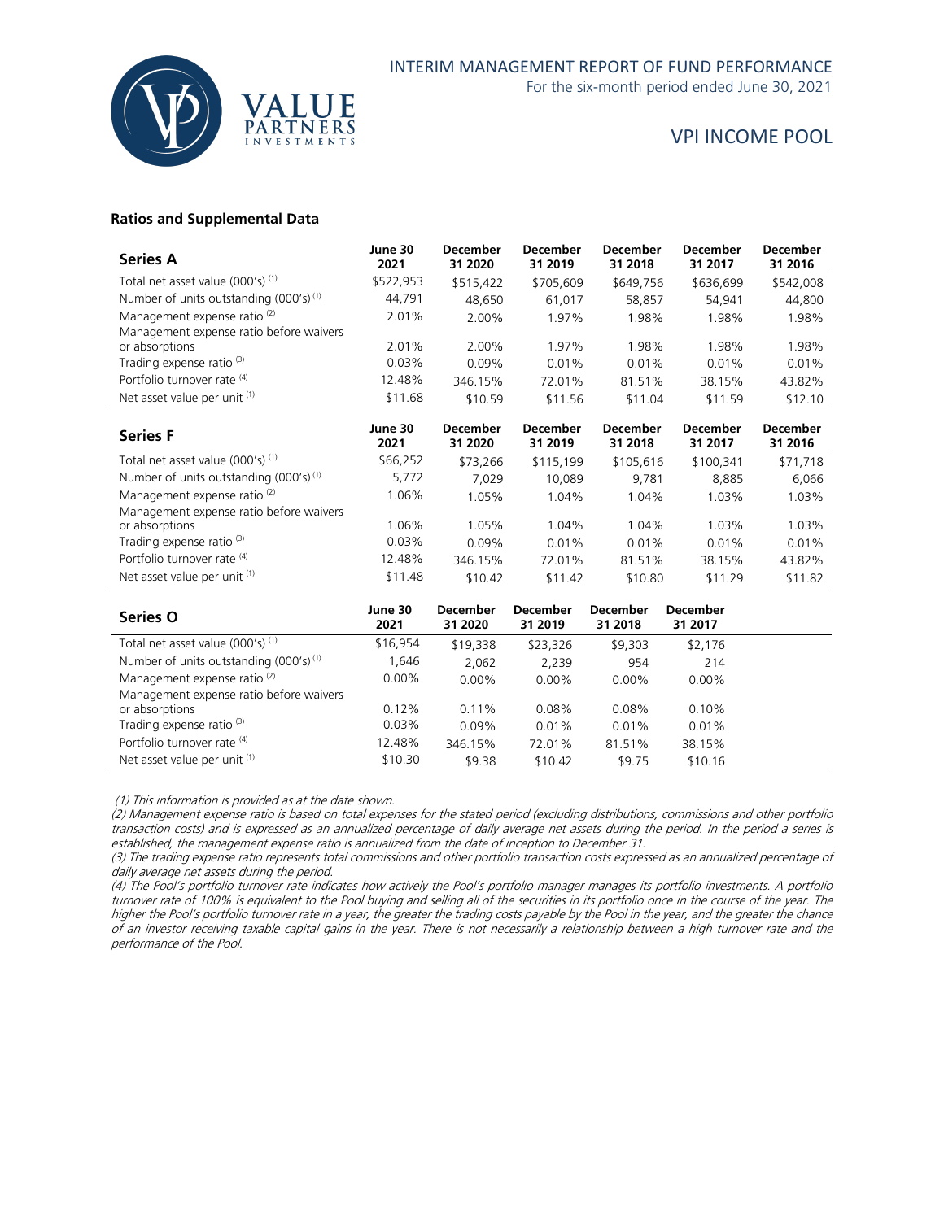## Ratios and Supplemental Data

| Series A | June 30 2021 | December 31 2020 | December 31 2019 | December 31 2018 | December 31 2017 | December 31 2016 |
|---|---|---|---|---|---|---|
| Total net asset value (000's) [(1)] | $522,953 | $515,422 | $705,609 | $649,756 | $636,699 | $542,008 |
| Number of units outstanding (000's) [(1)] | 44,791 | 48,650 | 61,017 | 58,857 | 54,941 | 44,800 |
| Management expense ratio [(2)] | 2.01% | 2.00% | 1.97% | 1.98% | 1.98% | 1.98% |
| Management expense ratio before waivers or absorptions | 2.01% | 2.00% | 1.97% | 1.98% | 1.98% | 1.98% |
| Trading expense ratio [(3)] | 0.03% | 0.09% | 0.01% | 0.01% | 0.01% | 0.01% |
| Portfolio turnover rate [(4)] | 12.48% | 346.15% | 72.01% | 81.51% | 38.15% | 43.82% |
| Net asset value per unit [(1)] | $11.68 | $10.59 | $11.56 | $11.04 | $11.59 | $12.10 |

| Series F | June 30 2021 | December 31 2020 | December 31 2019 | December 31 2018 | December 31 2017 | December 31 2016 |
|---|---|---|---|---|---|---|
| Total net asset value (000's) [(1)] | $66,252 | $73,266 | $115,199 | $105,616 | $100,341 | $71,718 |
| Number of units outstanding (000's) [(1)] | 5,772 | 7,029 | 10,089 | 9,781 | 8,885 | 6,066 |
| Management expense ratio [(2)] | 1.06% | 1.05% | 1.04% | 1.04% | 1.03% | 1.03% |
| Management expense ratio before waivers or absorptions | 1.06% | 1.05% | 1.04% | 1.04% | 1.03% | 1.03% |
| Trading expense ratio [(3)] | 0.03% | 0.09% | 0.01% | 0.01% | 0.01% | 0.01% |
| Portfolio turnover rate [(4)] | 12.48% | 346.15% | 72.01% | 81.51% | 38.15% | 43.82% |
| Net asset value per unit [(1)] | $11.48 | $10.42 | $11.42 | $10.80 | $11.29 | $11.82 |

| Series O | June 30 2021 | December 31 2020 | December 31 2019 | December 31 2018 | December 31 2017 |
|---|---|---|---|---|---|
| Total net asset value (000's) [(1)] | $16,954 | $19,338 | $23,326 | $9,303 | $2,176 |
| Number of units outstanding (000's) [(1)] | 1,646 | 2,062 | 2,239 | 954 | 214 |
| Management expense ratio [(2)] | 0.00% | 0.00% | 0.00% | 0.00% | 0.00% |
| Management expense ratio before waivers or absorptions | 0.12% | 0.11% | 0.08% | 0.08% | 0.10% |
| Trading expense ratio [(3)] | 0.03% | 0.09% | 0.01% | 0.01% | 0.01% |
| Portfolio turnover rate [(4)] | 12.48% | 346.15% | 72.01% | 81.51% | 38.15% |
| Net asset value per unit [(1)] | $10.30 | $9.38 | $10.42 | $9.75 | $10.16 |

*(1) This information is provided as at the date shown.*

*(2) Management expense ratio is based on total expenses for the stated period (excluding distributions, commissions and other portfolio transaction costs) and is expressed as an annualized percentage of daily average net assets during the period. In the period a series is established, the management expense ratio is annualized from the date of inception to December 31.*

*(3) The trading expense ratio represents total commissions and other portfolio transaction costs expressed as an annualized percentage of daily average net assets during the period.*

*(4) The Pool's portfolio turnover rate indicates how actively the Pool's portfolio manager manages its portfolio investments. A portfolio turnover rate of 100% is equivalent to the Pool buying and selling all of the securities in its portfolio once in the course of the year. The higher the Pool's portfolio turnover rate in a year, the greater the trading costs payable by the Pool in the year, and the greater the chance of an investor receiving taxable capital gains in the year. There is not necessarily a relationship between a high turnover rate and the performance of the Pool.*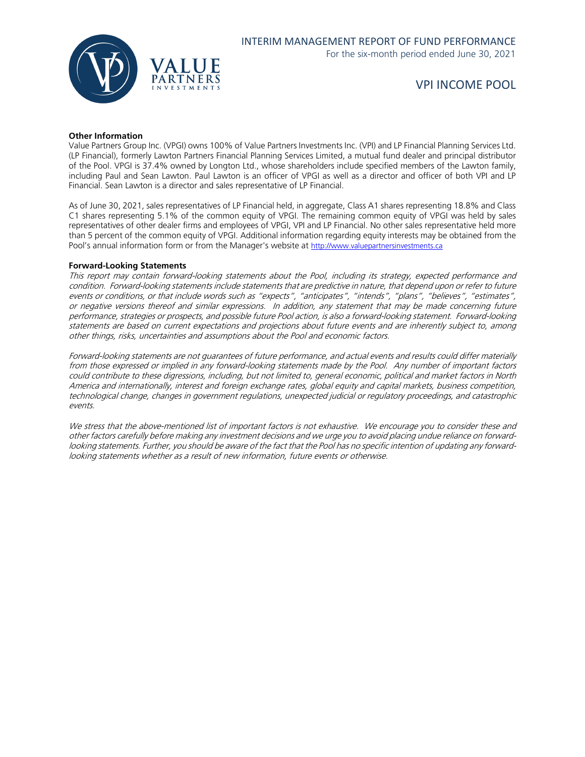## Other Information

Value Partners Group Inc. (VPGI) owns 100% of Value Partners Investments Inc. (VPI) and LP Financial Planning Services Ltd. (LP Financial), formerly Lawton Partners Financial Planning Services Limited, a mutual fund dealer and principal distributor of the Pool. VPGI is 37.4% owned by Longton Ltd., whose shareholders include specified members of the Lawton family, including Paul and Sean Lawton. Paul Lawton is an officer of VPGI as well as a director and officer of both VPI and LP Financial. Sean Lawton is a director and sales representative of LP Financial.

As of June 30, 2021, sales representatives of LP Financial held, in aggregate, Class A1 shares representing 18.8% and Class C1 shares representing 5.1% of the common equity of VPGI. The remaining common equity of VPGI was held by sales representatives of other dealer firms and employees of VPGI, VPI and LP Financial. No other sales representative held more than 5 percent of the common equity of VPGI. Additional information regarding equity interests may be obtained from the Pool's annual information form or from the Manager's website at http://www.valuepartnersinvestments.ca

## Forward-Looking Statements

*This report may contain forward-looking statements about the Pool, including its strategy, expected performance and condition. Forward-looking statements include statements that are predictive in nature, that depend upon or refer to future events or conditions, or that include words such as "expects", "anticipates", "intends", "plans", "believes", "estimates", or negative versions thereof and similar expressions. In addition, any statement that may be made concerning future performance, strategies or prospects, and possible future Pool action, is also a forward-looking statement. Forward-looking statements are based on current expectations and projections about future events and are inherently subject to, among other things, risks, uncertainties and assumptions about the Pool and economic factors.*

*Forward-looking statements are not guarantees of future performance, and actual events and results could differ materially from those expressed or implied in any forward-looking statements made by the Pool. Any number of important factors could contribute to these digressions, including, but not limited to, general economic, political and market factors in North America and internationally, interest and foreign exchange rates, global equity and capital markets, business competition, technological change, changes in government regulations, unexpected judicial or regulatory proceedings, and catastrophic events.*

*We stress that the above-mentioned list of important factors is not exhaustive. We encourage you to consider these and other factors carefully before making any investment decisions and we urge you to avoid placing undue reliance on forward-looking statements. Further, you should be aware of the fact that the Pool has no specific intention of updating any forward-looking statements whether as a result of new information, future events or otherwise.*